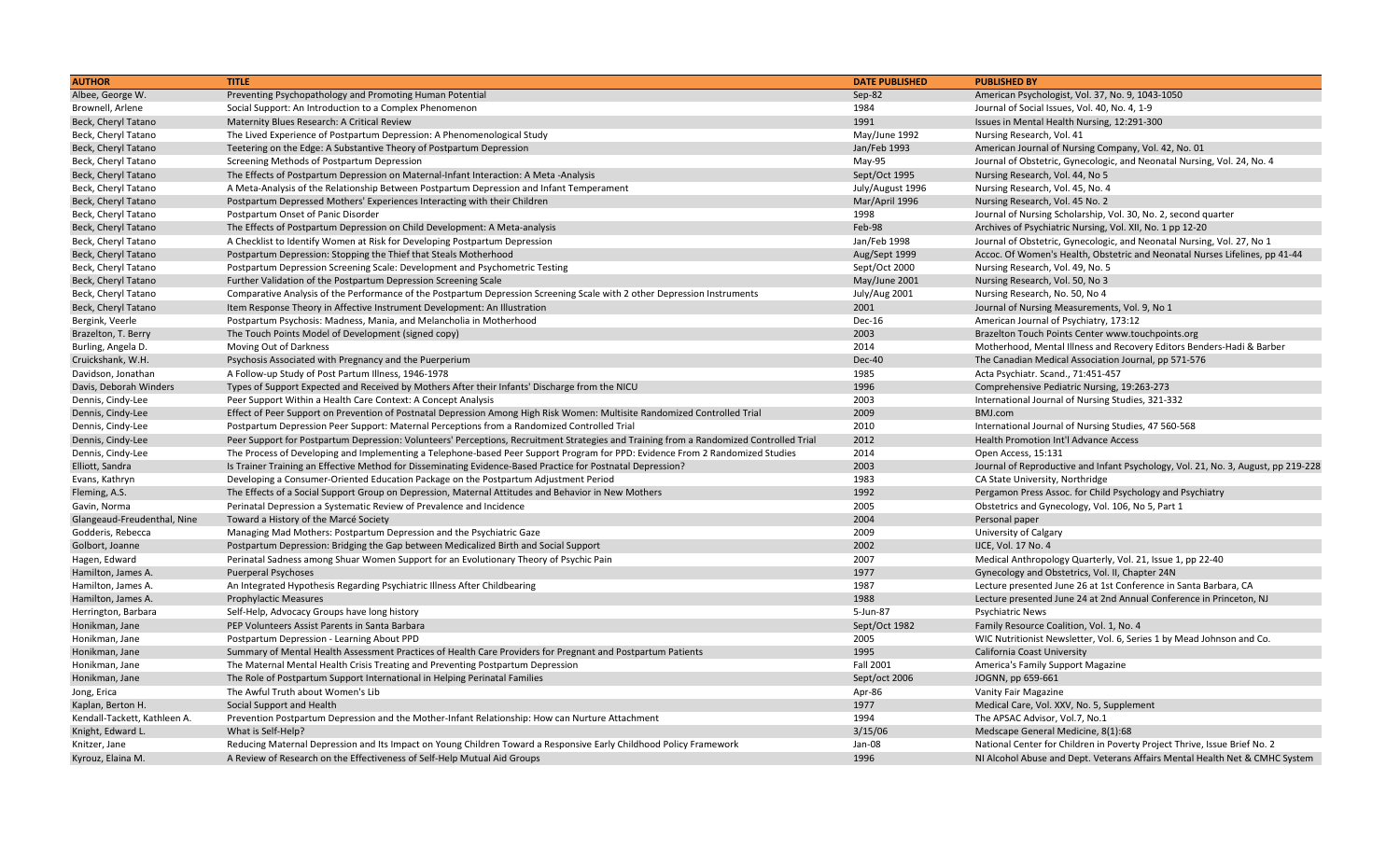| AUTHOR | TITLE | DATE PUBLISHED | PUBLISHED BY |
|---|---|---|---|
| Albee, George W. | Preventing Psychopathology and Promoting Human Potential | Sep-82 | American Psychologist, Vol. 37, No. 9, 1043-1050 |
| Brownell, Arlene | Social Support: An Introduction to a Complex Phenomenon | 1984 | Journal of Social Issues, Vol. 40, No. 4, 1-9 |
| Beck, Cheryl Tatano | Maternity Blues Research: A Critical Review | 1991 | Issues in Mental Health Nursing, 12:291-300 |
| Beck, Cheryl Tatano | The Lived Experience of Postpartum Depression: A Phenomenological Study | May/June 1992 | Nursing Research, Vol. 41 |
| Beck, Cheryl Tatano | Teetering on the Edge: A Substantive Theory of Postpartum Depression | Jan/Feb 1993 | American Journal of Nursing Company, Vol. 42, No. 01 |
| Beck, Cheryl Tatano | Screening Methods of Postpartum Depression | May-95 | Journal of Obstetric, Gynecologic, and Neonatal Nursing, Vol. 24, No. 4 |
| Beck, Cheryl Tatano | The Effects of Postpartum Depression on Maternal-Infant Interaction: A Meta -Analysis | Sept/Oct 1995 | Nursing Research, Vol. 44, No 5 |
| Beck, Cheryl Tatano | A Meta-Analysis of the Relationship Between Postpartum Depression and Infant Temperament | July/August 1996 | Nursing Research, Vol. 45, No. 4 |
| Beck, Cheryl Tatano | Postpartum Depressed Mothers' Experiences Interacting with their Children | Mar/April 1996 | Nursing Research, Vol. 45 No. 2 |
| Beck, Cheryl Tatano | Postpartum Onset of Panic Disorder | 1998 | Journal of Nursing Scholarship, Vol. 30, No. 2, second quarter |
| Beck, Cheryl Tatano | The Effects of Postpartum Depression on Child Development: A Meta-analysis | Feb-98 | Archives of Psychiatric Nursing, Vol. XII, No. 1 pp 12-20 |
| Beck, Cheryl Tatano | A Checklist to Identify Women at Risk for Developing Postpartum Depression | Jan/Feb 1998 | Journal of Obstetric, Gynecologic, and Neonatal Nursing, Vol. 27, No 1 |
| Beck, Cheryl Tatano | Postpartum Depression: Stopping the Thief that Steals Motherhood | Aug/Sept 1999 | Accoc. Of Women's Health, Obstetric and Neonatal Nurses Lifelines, pp 41-44 |
| Beck, Cheryl Tatano | Postpartum Depression Screening Scale: Development and Psychometric Testing | Sept/Oct 2000 | Nursing Research, Vol. 49, No. 5 |
| Beck, Cheryl Tatano | Further Validation of the Postpartum Depression Screening Scale | May/June 2001 | Nursing Research, Vol. 50, No 3 |
| Beck, Cheryl Tatano | Comparative Analysis of the Performance of the Postpartum Depression Screening Scale with 2 other Depression Instruments | July/Aug 2001 | Nursing Research, No. 50, No 4 |
| Beck, Cheryl Tatano | Item Response Theory in Affective Instrument Development: An Illustration | 2001 | Journal of Nursing Measurements, Vol. 9, No 1 |
| Bergink, Veerle | Postpartum Psychosis: Madness, Mania, and Melancholia in Motherhood | Dec-16 | American Journal of Psychiatry, 173:12 |
| Brazelton, T. Berry | The Touch Points Model of Development (signed copy) | 2003 | Brazelton Touch Points Center www.touchpoints.org |
| Burling, Angela D. | Moving Out of Darkness | 2014 | Motherhood, Mental Illness and Recovery Editors Benders-Hadi & Barber |
| Cruickshank, W.H. | Psychosis Associated with Pregnancy and the Puerperium | Dec-40 | The Canadian Medical Association Journal, pp 571-576 |
| Davidson, Jonathan | A Follow-up Study of Post Partum Illness, 1946-1978 | 1985 | Acta Psychiatr. Scand., 71:451-457 |
| Davis, Deborah Winders | Types of Support Expected and Received by Mothers After their Infants' Discharge from the NICU | 1996 | Comprehensive Pediatric Nursing, 19:263-273 |
| Dennis, Cindy-Lee | Peer Support Within a Health Care Context: A Concept Analysis | 2003 | International Journal of Nursing Studies, 321-332 |
| Dennis, Cindy-Lee | Effect of Peer Support on Prevention of Postnatal Depression Among High Risk Women: Multisite Randomized Controlled Trial | 2009 | BMJ.com |
| Dennis, Cindy-Lee | Postpartum Depression Peer Support: Maternal Perceptions from a Randomized Controlled Trial | 2010 | International Journal of Nursing Studies, 47 560-568 |
| Dennis, Cindy-Lee | Peer Support for Postpartum Depression: Volunteers' Perceptions, Recruitment Strategies and Training from a Randomized Controlled Trial | 2012 | Health Promotion Int'l Advance Access |
| Dennis, Cindy-Lee | The Process of Developing and Implementing a Telephone-based Peer Support Program for PPD: Evidence From 2 Randomized Studies | 2014 | Open Access, 15:131 |
| Elliott, Sandra | Is Trainer Training an Effective Method for Disseminating Evidence-Based Practice for Postnatal Depression? | 2003 | Journal of Reproductive and Infant Psychology, Vol. 21, No. 3, August, pp 219-228 |
| Evans, Kathryn | Developing a Consumer-Oriented Education Package on the Postpartum Adjustment Period | 1983 | CA State University, Northridge |
| Fleming, A.S. | The Effects of a Social Support Group on Depression, Maternal Attitudes and Behavior in New Mothers | 1992 | Pergamon Press Assoc. for Child Psychology and Psychiatry |
| Gavin, Norma | Perinatal Depression a Systematic Review of Prevalence and Incidence | 2005 | Obstetrics and Gynecology, Vol. 106, No 5, Part 1 |
| Glangeaud-Freudenthal, Nine | Toward a History of the Marcé Society | 2004 | Personal paper |
| Godderis, Rebecca | Managing Mad Mothers: Postpartum Depression and the Psychiatric Gaze | 2009 | University of Calgary |
| Golbort, Joanne | Postpartum Depression: Bridging the Gap between Medicalized Birth and Social Support | 2002 | IJCE, Vol. 17 No. 4 |
| Hagen, Edward | Perinatal Sadness among Shuar Women Support for an Evolutionary Theory of Psychic Pain | 2007 | Medical Anthropology Quarterly, Vol. 21, Issue 1, pp 22-40 |
| Hamilton, James A. | Puerperal Psychoses | 1977 | Gynecology and Obstetrics, Vol. II, Chapter 24N |
| Hamilton, James A. | An Integrated Hypothesis Regarding Psychiatric Illness After Childbearing | 1987 | Lecture presented June 26 at 1st Conference in Santa Barbara, CA |
| Hamilton, James A. | Prophylactic Measures | 1988 | Lecture presented June 24 at 2nd Annual Conference in Princeton, NJ |
| Herrington, Barbara | Self-Help, Advocacy Groups have long history | 5-Jun-87 | Psychiatric News |
| Honikman, Jane | PEP Volunteers Assist Parents in Santa Barbara | Sept/Oct 1982 | Family Resource Coalition, Vol. 1, No. 4 |
| Honikman, Jane | Postpartum Depression - Learning About PPD | 2005 | WIC Nutritionist Newsletter, Vol. 6, Series 1 by Mead Johnson and Co. |
| Honikman, Jane | Summary of Mental Health Assessment Practices of Health Care Providers for Pregnant and Postpartum Patients | 1995 | California Coast University |
| Honikman, Jane | The Maternal Mental Health Crisis Treating and Preventing Postpartum Depression | Fall 2001 | America's Family Support Magazine |
| Honikman, Jane | The Role of Postpartum Support International in Helping Perinatal Families | Sept/oct 2006 | JOGNN, pp 659-661 |
| Jong, Erica | The Awful Truth about Women's Lib | Apr-86 | Vanity Fair Magazine |
| Kaplan, Berton H. | Social Support and Health | 1977 | Medical Care, Vol. XXV, No. 5, Supplement |
| Kendall-Tackett, Kathleen A. | Prevention Postpartum Depression and the Mother-Infant Relationship: How can Nurture Attachment | 1994 | The APSAC Advisor, Vol.7, No.1 |
| Knight, Edward L. | What is Self-Help? | 3/15/06 | Medscape General Medicine, 8(1):68 |
| Knitzer, Jane | Reducing Maternal Depression and Its Impact on Young Children Toward a Responsive Early Childhood Policy Framework | Jan-08 | National Center for Children in Poverty Project Thrive, Issue Brief No. 2 |
| Kyrouz, Elaina M. | A Review of Research on the Effectiveness of Self-Help Mutual Aid Groups | 1996 | NI Alcohol Abuse and Dept. Veterans Affairs Mental Health Net & CMHC System |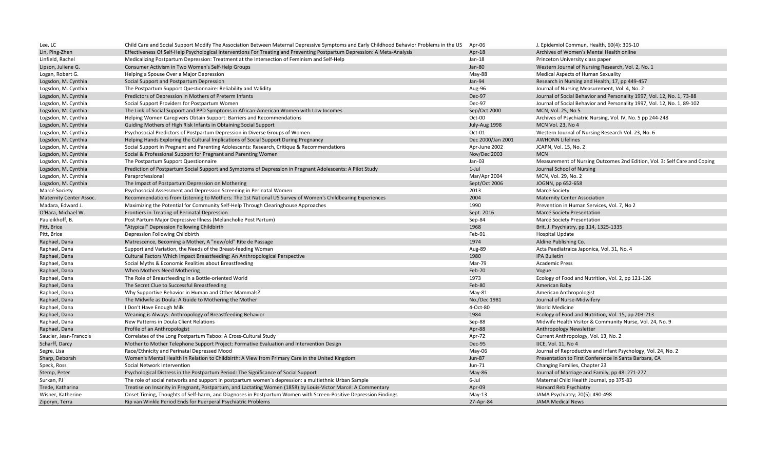| | | | |
|---|---|---|---|
| Lee, LC | Child Care and Social Support Modify The Association Between Maternal Depressive Symptoms and Early Childhood Behavior Problems in the US | Apr-06 | J. Epidemiol Commun. Health, 60(4): 305-10 |
| Lin, Ping-Zhen | Effectiveness Of Self-Help Psychological Interventions For Treating and Preventing Postpartum Depression: A Meta-Analysis | Apr-18 | Archives of Women's Mental Health online |
| Linfield, Rachel | Medicalizing Postpartum Depression: Treatment at the Intersection of Feminism and Self-Help | Jan-18 | Princeton University class paper |
| Lipson, Juliene G. | Consumer Activism in Two Women's Self-Help Groups | Jan-80 | Western Journal of Nursing Research, Vol. 2, No. 1 |
| Logan, Robert G. | Helping a Spouse Over a Major Depression | May-88 | Medical Aspects of Human Sexuality |
| Logsdon, M. Cynthia | Social Support and Postpartum Depression | Jan-94 | Research in Nursing and Health, 17, pp 449-457 |
| Logsdon, M. Cynthia | The Postpartum Support Questionnaire: Reliability and Validity | Aug-96 | Journal of Nursing Measurement, Vol. 4, No. 2 |
| Logsdon, M. Cynthia | Predictors of Depression in Mothers of Preterm Infants | Dec-97 | Journal of Social Behavior and Personality 1997, Vol. 12, No. 1, 73-88 |
| Logsdon, M. Cynthia | Social Support Providers for Postpartum Women | Dec-97 | Journal of Social Behavior and Personality 1997, Vol. 12, No. 1, 89-102 |
| Logsdon, M. Cynthia | The Link of Social Support and PPD Symptoms in African-American Women with Low Incomes | Sep/Oct 2000 | MCN, Vol. 25, No 5 |
| Logsdon, M. Cynthia | Helping Women Caregivers Obtain Support: Barriers and Recommendations | Oct-00 | Archives of Psychiatric Nursing, Vol. IV, No. 5 pp 244-248 |
| Logsdon, M. Cynthia | Guiding Mothers of High Risk Infants in Obtaining Social Support | July-Aug 1998 | MCN Vol. 23, No 4 |
| Logsdon, M. Cynthia | Psychosocial Predictors of Postpartum Depression in Diverse Groups of Women | Oct-01 | Western Journal of Nursing Research Vol. 23, No. 6 |
| Logsdon, M. Cynthia | Helping Hands Exploring the Cultural Implications of Social Support During Pregnancy | Dec 2000/Jan 2001 | AWHONN Lifelines |
| Logsdon, M. Cynthia | Social Support in Pregnant and Parenting Adolescents: Research, Critique & Recommendations | Apr-June 2002 | JCAPN, Vol. 15, No. 2 |
| Logsdon, M. Cynthia | Social & Professional Support for Pregnant and Parenting Women | Nov/Dec 2003 | MCN |
| Logsdon, M. Cynthia | The Postpartum Support Questionnaire | Jan-03 | Measurement of Nursing Outcomes 2nd Edition, Vol. 3: Self Care and Coping |
| Logsdon, M. Cynthia | Prediction of Postpartum Social Support and Symptoms of Depression in Pregnant Adolescents: A Pilot Study | 1-Jul | Journal School of Nursing |
| Logsdon, M. Cynthia | Paraprofessional | Mar/Apr 2004 | MCN, Vol. 29, No. 2 |
| Logsdon, M. Cynthia | The Impact of Postpartum Depression on Mothering | Sept/Oct 2006 | JOGNN, pp 652-658 |
| Marcé Society | Psychosocial Assessment and Depression Screening in Perinatal Women | 2013 | Marcé Society |
| Maternity Center Assoc. | Recommendations from Listening to Mothers: The 1st National US Survey of Women's Childbearing Experiences | 2004 | Maternity Center Association |
| Madara, Edward J. | Maximizing the Potential for Community Self-Help Through Clearinghouse Approaches | 1990 | Prevention in Human Services, Vol. 7, No 2 |
| O'Hara, Michael W. | Frontiers in Treating of Perinatal Depression | Sept. 2016 | Marcé Society Presentation |
| Pauleikhoff, B. | Post Partum Major Depressive Illness (Melancholie Post Partum) | Sep-84 | Marcé Society Presentation |
| Pitt, Brice | "Atypical" Depression Following Childbirth | 1968 | Brit. J. Psychiatry, pp 114, 1325-1335 |
| Pitt, Brice | Depression Following Childbirth | Feb-91 | Hospital Update |
| Raphael, Dana | Matrescence, Becoming a Mother, A "new/old" Rite de Passage | 1974 | Aldine Publishing Co. |
| Raphael, Dana | Support and Variation, the Needs of the Breast-feeding Woman | Aug-89 | Acta Paediatraica Japonica, Vol. 31, No. 4 |
| Raphael, Dana | Cultural Factors Which Impact Breastfeeding: An Anthropological Perspective | 1980 | IPA Bulletin |
| Raphael, Dana | Social Myths & Economic Realities about Breastfeeding | Mar-79 | Academic Press |
| Raphael, Dana | When Mothers Need Mothering | Feb-70 | Vogue |
| Raphael, Dana | The Role of Breastfeeding in a Bottle-oriented World | 1973 | Ecology of Food and Nutrition, Vol. 2, pp 121-126 |
| Raphael, Dana | The Secret Clue to Successful Breastfeeding | Feb-80 | American Baby |
| Raphael, Dana | Why Supportive Behavior in Human and Other Mammals? | May-81 | American Anthropologist |
| Raphael, Dana | The Midwife as Doula: A Guide to Mothering the Mother | No./Dec 1981 | Journal of Nurse-Midwifery |
| Raphael, Dana | I Don't Have Enough Milk | 4-Oct-80 | World Medicine |
| Raphael, Dana | Weaning is Always: Anthropology of Breastfeeding Behavior | 1984 | Ecology of Food and Nutrition, Vol. 15, pp 203-213 |
| Raphael, Dana | New Patterns in Doula Client Relations | Sep-88 | Midwife Health Visitor & Community Nurse, Vol. 24, No. 9 |
| Raphael, Dana | Profile of an Anthropologist | Apr-88 | Anthropology Newsletter |
| Saucier, Jean-Francois | Correlates of the Long Postpartum Taboo: A Cross-Cultural Study | Apr-72 | Current Anthropology, Vol. 13, No. 2 |
| Scharff, Darcy | Mother to Mother Telephone Support Project: Formative Evaluation and Intervention Design | Dec-95 | IJCE, Vol. 11, No 4 |
| Segre, Lisa | Race/Ethnicity and Perinatal Depressed Mood | May-06 | Journal of Reproductive and Infant Psychology, Vol. 24, No. 2 |
| Sharp, Deborah | Women's Mental Health in Relation to Childbirth: A View from Primary Care in the United Kingdom | Jun-87 | Presentation to First Conference in Santa Barbara, CA |
| Speck, Ross | Social Network Intervention | Jun-71 | Changing Families, Chapter 23 |
| Stemp, Peter | Psychological Distress in the Postpartum Period: The Significance of Social Support | May-86 | Journal of Marriage and Family, pp 48: 271-277 |
| Surkan, PJ | The role of social networks and support in postpartum women's depression: a multiethnic Urban Sample | 6-Jul | Maternal Child Health Journal, pp 375-83 |
| Trede, Katharina | Treatise on Insanity in Pregnant, Postpartum, and Lactating Women (1858) by Louis-Victor Marcé: A Commentary | Apr-09 | Harvard Reb Psychiatry |
| Wisner, Katherine | Onset Timing, Thoughts of Self-harm, and Diagnoses in Postpartum Women with Screen-Positive Depression Findings | May-13 | JAMA Psychiatry; 70(5): 490-498 |
| Ziporyn, Terra | Rip van Winkle Period Ends for Puerperal Psychiatric Problems | 27-Apr-84 | JAMA Medical News |